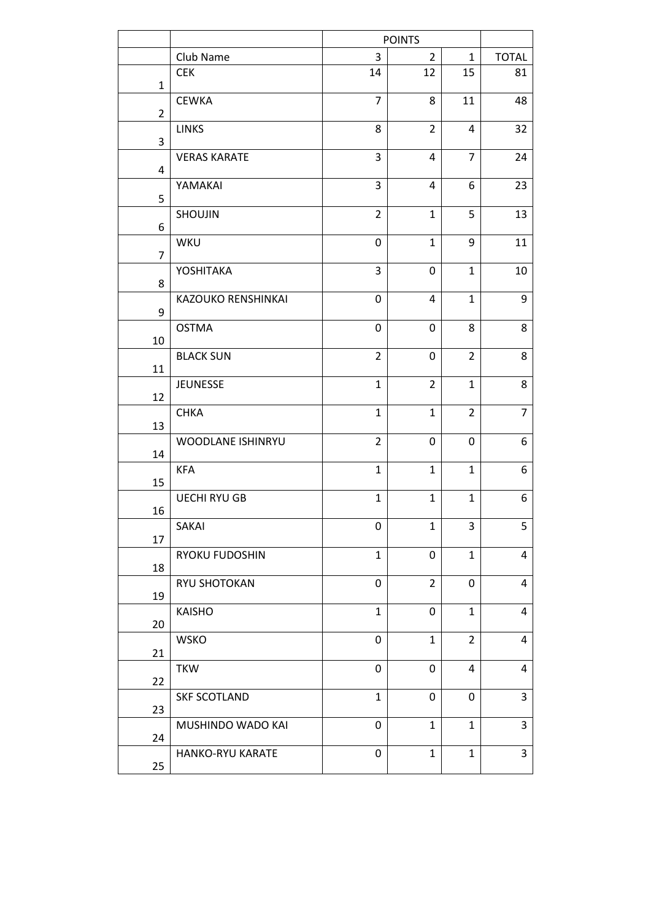| | | POINTS | | | |
|---|---|---|---|---|---|
| | Club Name | 3 | 2 | 1 | TOTAL |
| 1 | CEK | 14 | 12 | 15 | 81 |
| 2 | CEWKA | 7 | 8 | 11 | 48 |
| 3 | LINKS | 8 | 2 | 4 | 32 |
| 4 | VERAS KARATE | 3 | 4 | 7 | 24 |
| 5 | YAMAKAI | 3 | 4 | 6 | 23 |
| 6 | SHOUJIN | 2 | 1 | 5 | 13 |
| 7 | WKU | 0 | 1 | 9 | 11 |
| 8 | YOSHITAKA | 3 | 0 | 1 | 10 |
| 9 | KAZOUKO RENSHINKAI | 0 | 4 | 1 | 9 |
| 10 | OSTMA | 0 | 0 | 8 | 8 |
| 11 | BLACK SUN | 2 | 0 | 2 | 8 |
| 12 | JEUNESSE | 1 | 2 | 1 | 8 |
| 13 | CHKA | 1 | 1 | 2 | 7 |
| 14 | WOODLANE ISHINRYU | 2 | 0 | 0 | 6 |
| 15 | KFA | 1 | 1 | 1 | 6 |
| 16 | UECHI RYU GB | 1 | 1 | 1 | 6 |
| 17 | SAKAI | 0 | 1 | 3 | 5 |
| 18 | RYOKU FUDOSHIN | 1 | 0 | 1 | 4 |
| 19 | RYU SHOTOKAN | 0 | 2 | 0 | 4 |
| 20 | KAISHO | 1 | 0 | 1 | 4 |
| 21 | WSKO | 0 | 1 | 2 | 4 |
| 22 | TKW | 0 | 0 | 4 | 4 |
| 23 | SKF SCOTLAND | 1 | 0 | 0 | 3 |
| 24 | MUSHINDO WADO KAI | 0 | 1 | 1 | 3 |
| 25 | HANKO-RYU KARATE | 0 | 1 | 1 | 3 |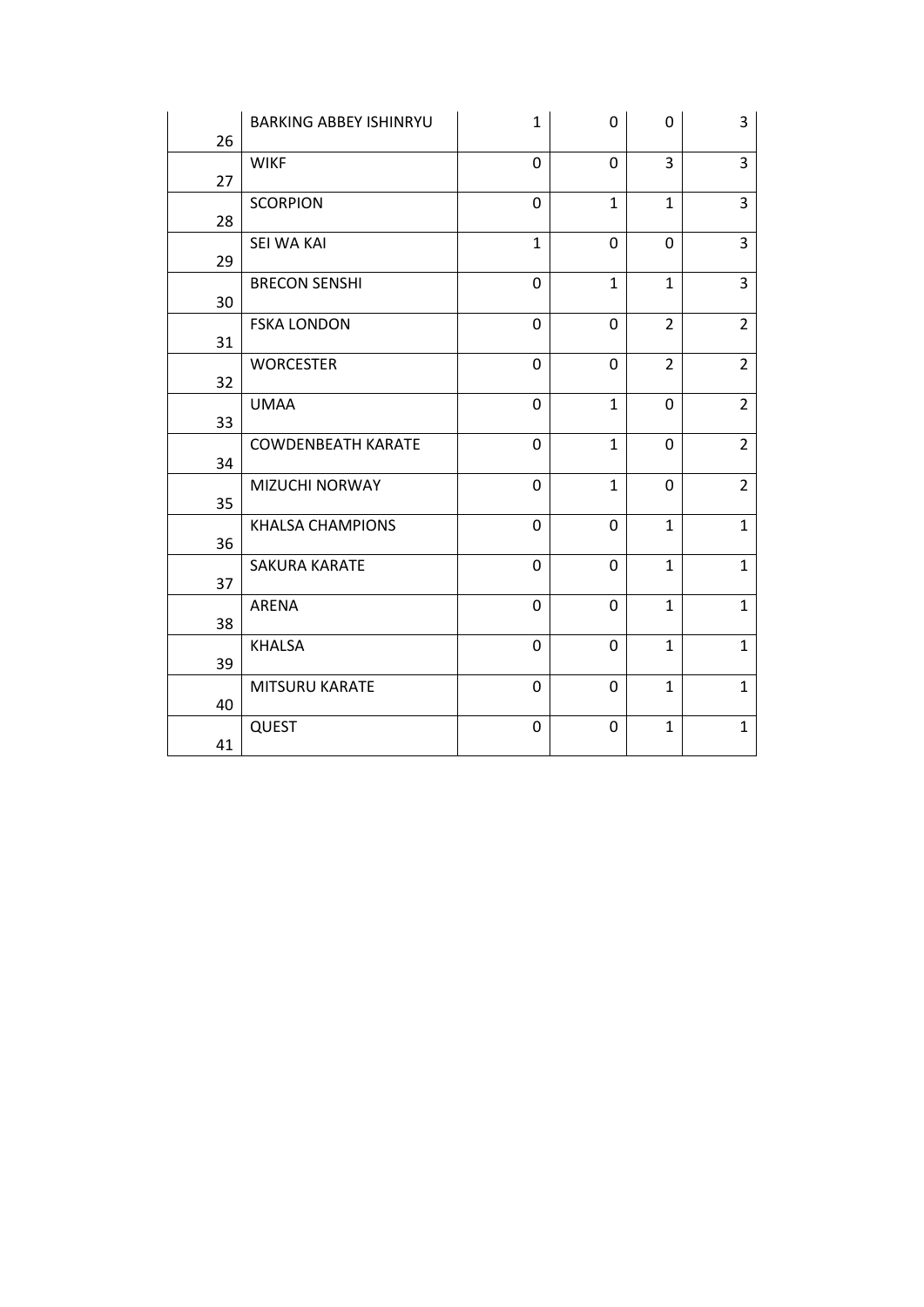| | | | | | |
|---|---|---|---|---|---|
| 26 | BARKING ABBEY ISHINRYU | 1 | 0 | 0 | 3 |
| 27 | WIKF | 0 | 0 | 3 | 3 |
| 28 | SCORPION | 0 | 1 | 1 | 3 |
| 29 | SEI WA KAI | 1 | 0 | 0 | 3 |
| 30 | BRECON SENSHI | 0 | 1 | 1 | 3 |
| 31 | FSKA LONDON | 0 | 0 | 2 | 2 |
| 32 | WORCESTER | 0 | 0 | 2 | 2 |
| 33 | UMAA | 0 | 1 | 0 | 2 |
| 34 | COWDENBEATH KARATE | 0 | 1 | 0 | 2 |
| 35 | MIZUCHI NORWAY | 0 | 1 | 0 | 2 |
| 36 | KHALSA CHAMPIONS | 0 | 0 | 1 | 1 |
| 37 | SAKURA KARATE | 0 | 0 | 1 | 1 |
| 38 | ARENA | 0 | 0 | 1 | 1 |
| 39 | KHALSA | 0 | 0 | 1 | 1 |
| 40 | MITSURU KARATE | 0 | 0 | 1 | 1 |
| 41 | QUEST | 0 | 0 | 1 | 1 |